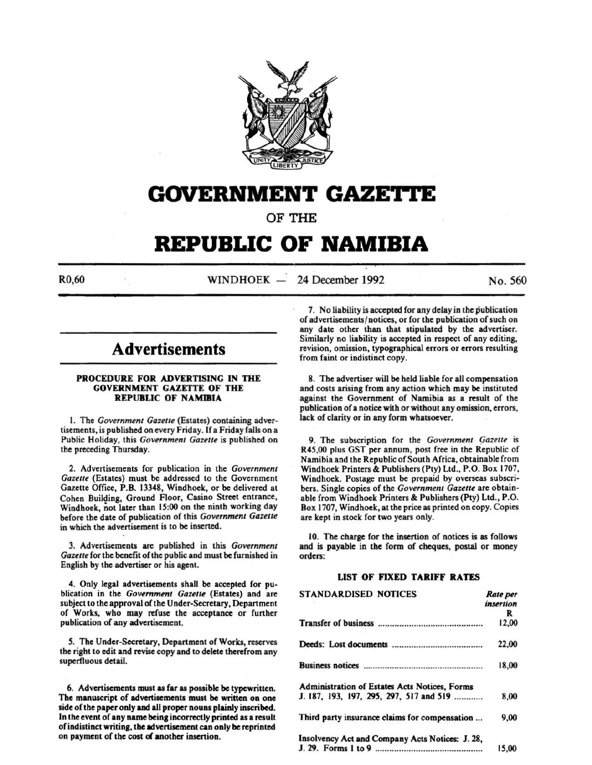# GOVERNMENT GAZETTE

OF THE

# REPUBLIC OF NAMIBIA

R0,60 WINDHOEK — 24 December 1992 No. 560

## Advertisements

### PROCEDURE FOR ADVERTISING IN THE GOVERNMENT GAZETTE OF THE REPUBLIC OF NAMIBIA

1. The *Government Gazette* (Estates) containing advertisements, is published on every Friday. If a Friday falls on a Public Holiday, this *Government Gazette* is published on the preceding Thursday.

2. Advertisements for publication in the *Government Gazette* (Estates) must be addressed to the Government Gazette Office, P.B. 13348, Windhoek, or be delivered at Cohen Building, Ground Floor, Casino Street entrance, Windhoek, not later than 15:00 on the ninth working day before the date of publication of this *Government Gazette* in which the advertisement is to be inserted.

3. Advertisements are published in this *Government Gazette* for the benefit of the public and must be furnished in English by the advertiser or his agent.

4. Only legal advertisements shall be accepted for publication in the *Government Gazette* (Estates) and are subject to the approval of the Under-Secretary, Department of Works, who may refuse the acceptance or further publication of any advertisement.

5. The Under-Secretary, Department of Works, reserves the right to edit and revise copy and to delete therefrom any superfluous detail.

6. **Advertisements must as far as possible be typewritten. The manuscript of advertisements must be written on one side of the paper only and all proper nouns plainly inscribed. In the event of any name being incorrectly printed as a result of indistinct writing, the advertisement can only be reprinted on payment of the cost of another insertion.**

7. No liability is accepted for any delay in the publication of advertisements/notices, or for the publication of such on any date other than that stipulated by the advertiser. Similarly no liability is accepted in respect of any editing, revision, omission, typographical errors or errors resulting from faint or indistinct copy.

8. The advertiser will be held liable for all compensation and costs arising from any action which may be instituted against the Government of Namibia as a result of the publication of a notice with or without any omission, errors, lack of clarity or in any form whatsoever.

9. The subscription for the *Government Gazette* is R45,00 plus GST per annum, post free in the Republic of Namibia and the Republic of South Africa, obtainable from Windhoek Printers & Publishers (Pty) Ltd., P.O. Box 1707, Windhoek. Postage must be prepaid by overseas subscribers. Single copies of the *Government Gazette* are obtainable from Windhoek Printers & Publishers (Pty) Ltd., P.O. Box 1707, Windhoek, at the price as printed on copy. Copies are kept in stock for two years only.

10. The charge for the insertion of notices is as follows and is payable in the form of cheques, postal or money orders:

### LIST OF FIXED TARIFF RATES

| STANDARDISED NOTICES | *Rate per insertion* R |
|---|---|
| Transfer of business | 12,00 |
| Deeds: Lost documents | 22,00 |
| Business notices | 18,00 |
| Administration of Estates Acts Notices, Forms J. 187, 193, 197, 295, 297, 517 and 519 | 8,00 |
| Third party insurance claims for compensation | 9,00 |
| Insolvency Act and Company Acts Notices: J. 28, J. 29. Forms 1 to 9 | 15,00 |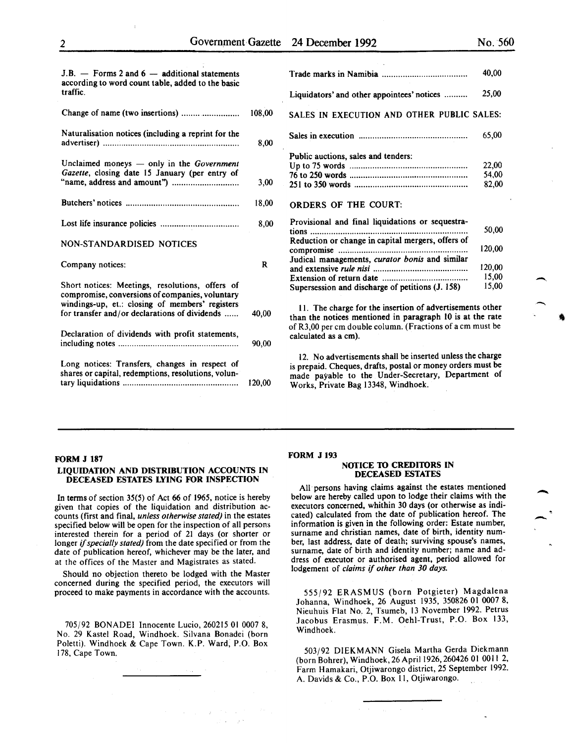| | |
|---|---|
| J.B. — Forms 2 and 6 — additional statements according to word count table, added to the basic traffic. | |
| Change of name (two insertions) | 108,00 |
| Naturalisation notices (including a reprint for the advertiser) | 8,00 |
| Unclaimed moneys — only in the *Government Gazette*, closing date 15 January (per entry of "name, address and amount") | 3,00 |
| Butchers' notices | 18,00 |
| Lost life insurance policies | 8,00 |

NON-STANDARDISED NOTICES

| | |
|---|---|
| Company notices: | R |
| Short notices: Meetings, resolutions, offers of compromise, conversions of companies, voluntary windings-up, et.: closing of members' registers for transfer and/or declarations of dividends | 40,00 |
| Declaration of dividends with profit statements, including notes | 90,00 |
| Long notices: Transfers, changes in respect of shares or capital, redemptions, resolutions, voluntary liquidations | 120,00 |
| Trade marks in Namibia | 40,00 |
| Liquidators' and other appointees' notices | 25,00 |

SALES IN EXECUTION AND OTHER PUBLIC SALES:

| | |
|---|---|
| Sales in execution | 65,00 |
| Public auctions, sales and tenders: | |
| Up to 75 words | 22,00 |
| 76 to 250 words | 54,00 |
| 251 to 350 words | 82,00 |

ORDERS OF THE COURT:

| | |
|---|---|
| Provisional and final liquidations or sequestrations | 50,00 |
| Reduction or change in capital mergers, offers of compromise | 120,00 |
| Judical managements, *curator bonis* and similar and extensive *rule nisi* | 120,00 |
| Extension of return date | 15,00 |
| Supersession and discharge of petitions (J. 158) | 15,00 |

11. The charge for the insertion of advertisements other than the notices mentioned in paragraph 10 is at the rate of R3,00 per cm double column. (Fractions of a cm must be calculated as a cm).

12. No advertisements shall be inserted unless the charge is prepaid. Cheques, drafts, postal or money orders must be made payable to the Under-Secretary, Department of Works, Private Bag 13348, Windhoek.

---

**FORM J 187**

**LIQUIDATION AND DISTRIBUTION ACCOUNTS IN DECEASED ESTATES LYING FOR INSPECTION**

In terms of section 35(5) of Act 66 of 1965, notice is hereby given that copies of the liquidation and distribution accounts (first and final, *unless otherwise stated)* in the estates specified below will be open for the inspection of all persons interested therein for a period of 21 days (or shorter or longer *if specially stated)* from the date specified or from the date of publication hereof, whichever may be the later, and at the offices of the Master and Magistrates as stated.

Should no objection thereto be lodged with the Master concerned during the specified period, the executors will proceed to make payments in accordance with the accounts.

705/92 BONADEI Innocente Lucio, 260215 01 0007 8, No. 29 Kastel Road, Windhoek. Silvana Bonadei (born Poletti). Windhoek & Cape Town. K.P. Ward, P.O. Box 178, Cape Town.

---

**FORM J 193**

**NOTICE TO CREDITORS IN DECEASED ESTATES**

All persons having claims against the estates mentioned below are hereby called upon to lodge their claims with the executors concerned, whithin 30 days (or otherwise as indicated) calculated from the date of publication hereof. The information is given in the following order: Estate number, surname and christian names, date of birth, identity number, last address, date of death; surviving spouse's names, surname, date of birth and identity number; name and address of executor or authorised agent, period allowed for lodgement of *claims if other than 30 days.*

555/92 ERASMUS (born Potgieter) Magdalena Johanna, Windhoek, 26 August 1935, 350826 01 0007 8, Nieuhuis Flat No. 2, Tsumeb, 13 November 1992. Petrus Jacobus Erasmus. F.M. Oehl-Trust, P.O. Box 133, Windhoek.

503/92 DIEKMANN Gisela Martha Gerda Diekmann (born Bohrer), Windhoek, 26 April 1926, 260426 01 0011 2, Farm Hamakari, Otjiwarongo district, 25 September 1992. A. Davids & Co., P.O. Box 11, Otjiwarongo.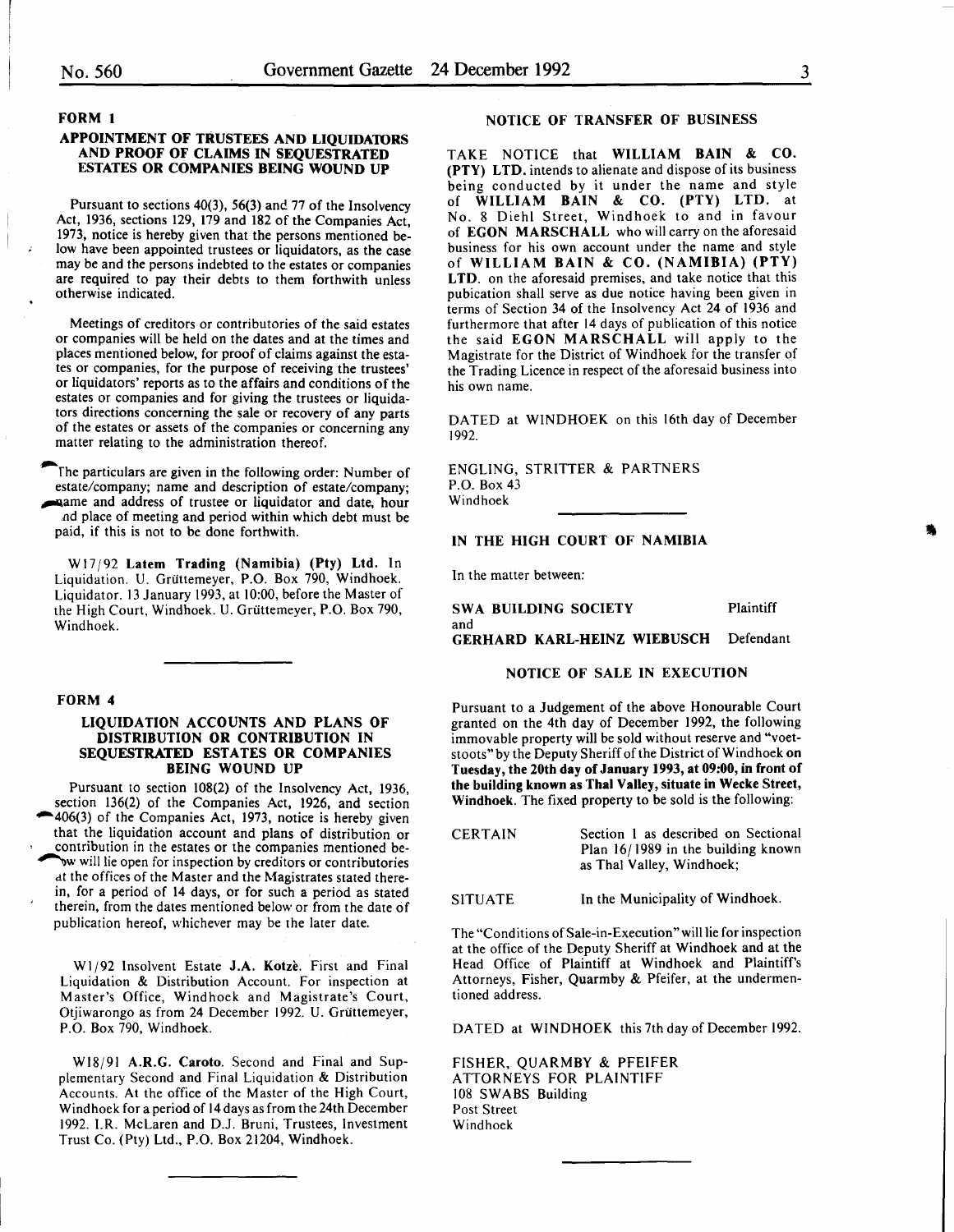## FORM 1

### APPOINTMENT OF TRUSTEES AND LIQUIDATORS AND PROOF OF CLAIMS IN SEQUESTRATED ESTATES OR COMPANIES BEING WOUND UP

Pursuant to sections 40(3), 56(3) and 77 of the Insolvency Act, 1936, sections 129, 179 and 182 of the Companies Act, 1973, notice is hereby given that the persons mentioned below have been appointed trustees or liquidators, as the case may be and the persons indebted to the estates or companies are required to pay their debts to them forthwith unless otherwise indicated.

Meetings of creditors or contributories of the said estates or companies will be held on the dates and at the times and places mentioned below, for proof of claims against the estates or companies, for the purpose of receiving the trustees' or liquidators' reports as to the affairs and conditions of the estates or companies and for giving the trustees or liquidators directions concerning the sale or recovery of any parts of the estates or assets of the companies or concerning any matter relating to the administration thereof.

The particulars are given in the following order: Number of estate/company; name and description of estate/company; name and address of trustee or liquidator and date, hour and place of meeting and period within which debt must be paid, if this is not to be done forthwith.

W17/92 **Latem Trading (Namibia) (Pty) Ltd.** In Liquidation. U. Grüttemeyer, P.O. Box 790, Windhoek. Liquidator. 13 January 1993, at 10:00, before the Master of the High Court, Windhoek. U. Grüttemeyer, P.O. Box 790, Windhoek.

---

## FORM 4

### LIQUIDATION ACCOUNTS AND PLANS OF DISTRIBUTION OR CONTRIBUTION IN SEQUESTRATED ESTATES OR COMPANIES BEING WOUND UP

Pursuant to section 108(2) of the Insolvency Act, 1936, section 136(2) of the Companies Act, 1926, and section 406(3) of the Companies Act, 1973, notice is hereby given that the liquidation account and plans of distribution or contribution in the estates or the companies mentioned below will lie open for inspection by creditors or contributories at the offices of the Master and the Magistrates stated therein, for a period of 14 days, or for such a period as stated therein, from the dates mentioned below or from the date of publication hereof, whichever may be the later date.

W1/92 Insolvent Estate **J.A. Kotzè**. First and Final Liquidation & Distribution Account. For inspection at Master's Office, Windhoek and Magistrate's Court, Otjiwarongo as from 24 December 1992. U. Grüttemeyer, P.O. Box 790, Windhoek.

W18/91 **A.R.G. Caroto**. Second and Final and Supplementary Second and Final Liquidation & Distribution Accounts. At the office of the Master of the High Court, Windhoek for a period of 14 days as from the 24th December 1992. I.R. McLaren and D.J. Bruni, Trustees, Investment Trust Co. (Pty) Ltd., P.O. Box 21204, Windhoek.

---

### NOTICE OF TRANSFER OF BUSINESS

TAKE NOTICE that **WILLIAM BAIN & CO. (PTY) LTD.** intends to alienate and dispose of its business being conducted by it under the name and style of **WILLIAM BAIN & CO. (PTY) LTD.** at No. 8 Diehl Street, Windhoek to and in favour of **EGON MARSCHALL** who will carry on the aforesaid business for his own account under the name and style of **WILLIAM BAIN & CO. (NAMIBIA) (PTY) LTD.** on the aforesaid premises, and take notice that this pubication shall serve as due notice having been given in terms of Section 34 of the Insolvency Act 24 of 1936 and furthermore that after 14 days of publication of this notice the said **EGON MARSCHALL** will apply to the Magistrate for the District of Windhoek for the transfer of the Trading Licence in respect of the aforesaid business into his own name.

DATED at WINDHOEK on this 16th day of December 1992.

ENGLING, STRITTER & PARTNERS
P.O. Box 43
Windhoek

---

### IN THE HIGH COURT OF NAMIBIA

In the matter between:

**SWA BUILDING SOCIETY** Plaintiff
and
**GERHARD KARL-HEINZ WIEBUSCH** Defendant

### NOTICE OF SALE IN EXECUTION

Pursuant to a Judgement of the above Honourable Court granted on the 4th day of December 1992, the following immovable property will be sold without reserve and "voetstoots" by the Deputy Sheriff of the District of Windhoek **on Tuesday, the 20th day of January 1993, at 09:00, in front of the building known as Thal Valley, situate in Wecke Street, Windhoek**. The fixed property to be sold is the following:

| | |
|---|---|
| CERTAIN | Section 1 as described on Sectional Plan 16/1989 in the building known as Thal Valley, Windhoek; |
| SITUATE | In the Municipality of Windhoek. |

The "Conditions of Sale-in-Execution" will lie for inspection at the office of the Deputy Sheriff at Windhoek and at the Head Office of Plaintiff at Windhoek and Plaintiff's Attorneys, Fisher, Quarmby & Pfeifer, at the undermentioned address.

DATED at WINDHOEK this 7th day of December 1992.

FISHER, QUARMBY & PFEIFER
ATTORNEYS FOR PLAINTIFF
108 SWABS Building
Post Street
Windhoek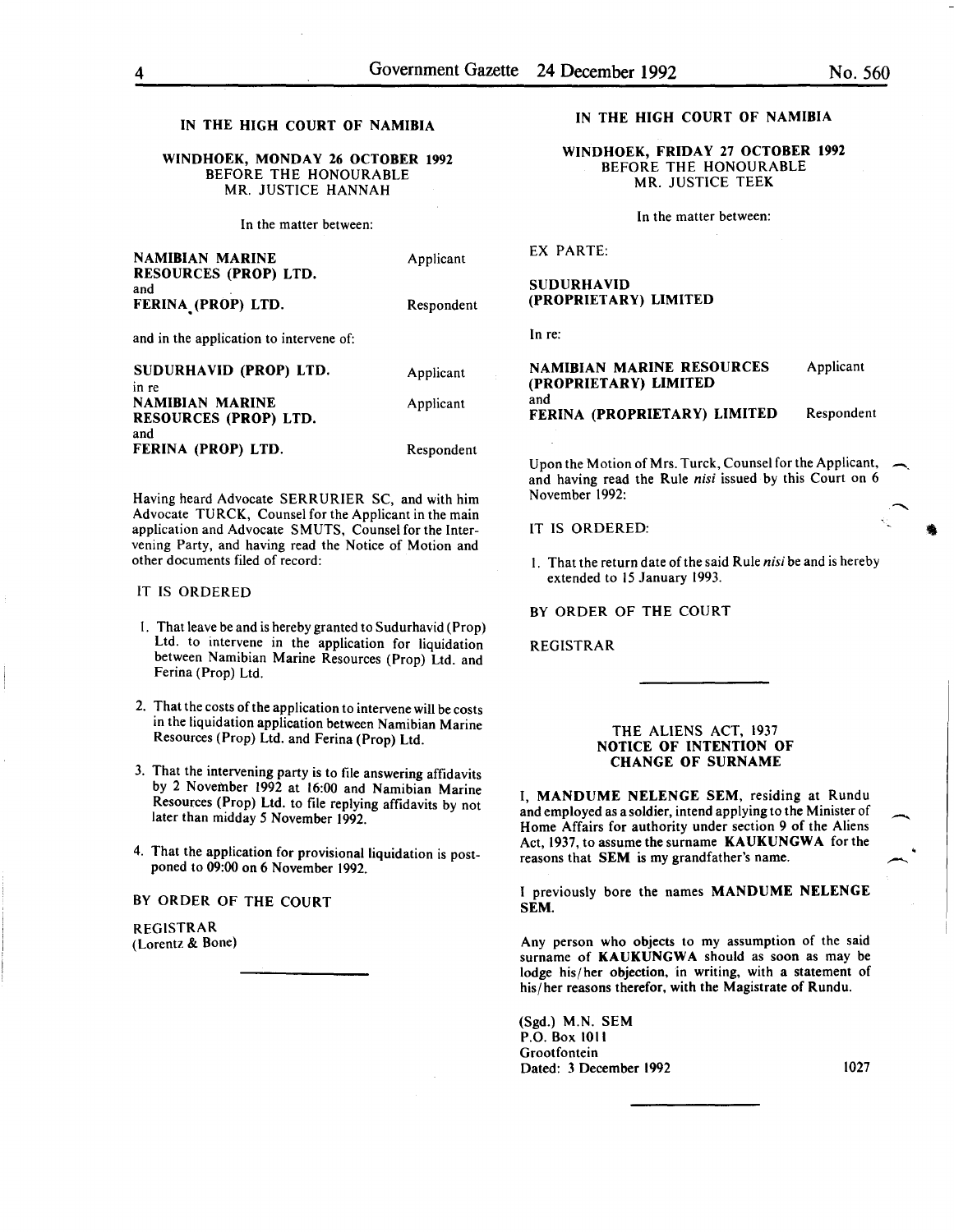## IN THE HIGH COURT OF NAMIBIA

**WINDHOEK, MONDAY 26 OCTOBER 1992**
BEFORE THE HONOURABLE
MR. JUSTICE HANNAH

In the matter between:

| | |
|---|---|
| **NAMIBIAN MARINE RESOURCES (PROP) LTD.** | Applicant |
| and | |
| **FERINA (PROP) LTD.** | Respondent |

and in the application to intervene of:

| | |
|---|---|
| **SUDURHAVID (PROP) LTD.** | Applicant |
| in re | |
| **NAMIBIAN MARINE RESOURCES (PROP) LTD.** | Applicant |
| and | |
| **FERINA (PROP) LTD.** | Respondent |

Having heard Advocate SERRURIER SC, and with him Advocate TURCK, Counsel for the Applicant in the main application and Advocate SMUTS, Counsel for the Intervening Party, and having read the Notice of Motion and other documents filed of record:

IT IS ORDERED

1. That leave be and is hereby granted to Sudurhavid (Prop) Ltd. to intervene in the application for liquidation between Namibian Marine Resources (Prop) Ltd. and Ferina (Prop) Ltd.

2. That the costs of the application to intervene will be costs in the liquidation application between Namibian Marine Resources (Prop) Ltd. and Ferina (Prop) Ltd.

3. That the intervening party is to file answering affidavits by 2 November 1992 at 16:00 and Namibian Marine Resources (Prop) Ltd. to file replying affidavits by not later than midday 5 November 1992.

4. That the application for provisional liquidation is postponed to 09:00 on 6 November 1992.

BY ORDER OF THE COURT

REGISTRAR
(Lorentz & Bone)

---

## IN THE HIGH COURT OF NAMIBIA

**WINDHOEK, FRIDAY 27 OCTOBER 1992**
BEFORE THE HONOURABLE
MR. JUSTICE TEEK

In the matter between:

EX PARTE:

**SUDURHAVID (PROPRIETARY) LIMITED**

In re:

| | |
|---|---|
| **NAMIBIAN MARINE RESOURCES (PROPRIETARY) LIMITED** | Applicant |
| and | |
| **FERINA (PROPRIETARY) LIMITED** | Respondent |

Upon the Motion of Mrs. Turck, Counsel for the Applicant, and having read the Rule *nisi* issued by this Court on 6 November 1992:

IT IS ORDERED:

1. That the return date of the said Rule *nisi* be and is hereby extended to 15 January 1993.

BY ORDER OF THE COURT

REGISTRAR

---

### THE ALIENS ACT, 1937
### NOTICE OF INTENTION OF CHANGE OF SURNAME

I, **MANDUME NELENGE SEM**, residing at Rundu and employed as a soldier, intend applying to the Minister of Home Affairs for authority under section 9 of the Aliens Act, 1937, to assume the surname **KAUKUNGWA** for the reasons that **SEM** is my grandfather's name.

I previously bore the names **MANDUME NELENGE SEM.**

Any person who objects to my assumption of the said surname of **KAUKUNGWA** should as soon as may be lodge his/her objection, in writing, with a statement of his/her reasons therefor, with the Magistrate of Rundu.

(Sgd.) M.N. SEM
P.O. Box 1011
Grootfontein
Dated: 3 December 1992

1027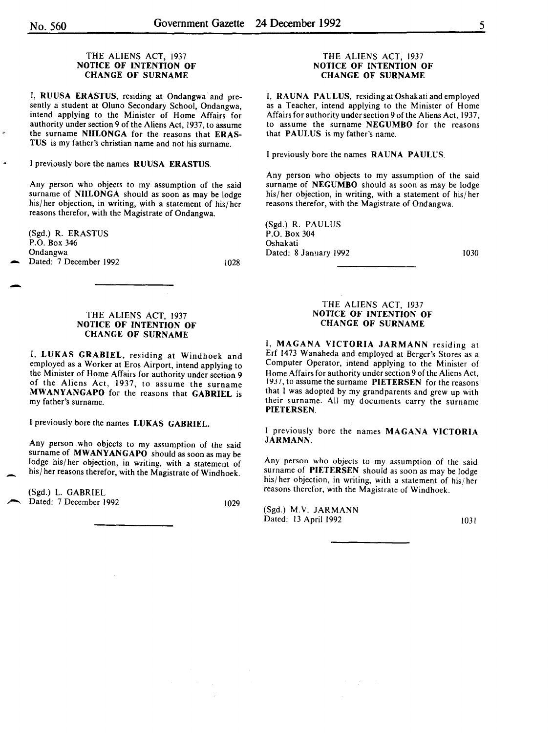THE ALIENS ACT, 1937
**NOTICE OF INTENTION OF CHANGE OF SURNAME**

I, **RUUSA ERASTUS**, residing at Ondangwa and presently a student at Oluno Secondary School, Ondangwa, intend applying to the Minister of Home Affairs for authority under section 9 of the Aliens Act, 1937, to assume the surname **NIILONGA** for the reasons that **ERASTUS** is my father's christian name and not his surname.

I previously bore the names **RUUSA ERASTUS**.

Any person who objects to my assumption of the said surname of **NIILONGA** should as soon as may be lodge his/her objection, in writing, with a statement of his/her reasons therefor, with the Magistrate of Ondangwa.

(Sgd.) R. ERASTUS
P.O. Box 346
Ondangwa
Dated: 7 December 1992

1028

---

THE ALIENS ACT, 1937
**NOTICE OF INTENTION OF CHANGE OF SURNAME**

I, **LUKAS GRABIEL**, residing at Windhoek and employed as a Worker at Eros Airport, intend applying to the Minister of Home Affairs for authority under section 9 of the Aliens Act, 1937, to assume the surname **MWANYANGAPO** for the reasons that **GABRIEL** is my father's surname.

I previously bore the names **LUKAS GABRIEL.**

Any person who objects to my assumption of the said surname of **MWANYANGAPO** should as soon as may be lodge his/her objection, in writing, with a statement of his/her reasons therefor, with the Magistrate of Windhoek.

(Sgd.) L. GABRIEL
Dated: 7 December 1992

1029

---

THE ALIENS ACT, 1937
**NOTICE OF INTENTION OF CHANGE OF SURNAME**

I, **RAUNA PAULUS**, residing at Oshakati and employed as a Teacher, intend applying to the Minister of Home Affairs for authority under section 9 of the Aliens Act, 1937, to assume the surname **NEGUMBO** for the reasons that **PAULUS** is my father's name.

I previously bore the names **RAUNA PAULUS**.

Any person who objects to my assumption of the said surname of **NEGUMBO** should as soon as may be lodge his/her objection, in writing, with a statement of his/her reasons therefor, with the Magistrate of Ondangwa.

(Sgd.) R. PAULUS
P.O. Box 304
Oshakati
Dated: 8 January 1992

1030

---

THE ALIENS ACT, 1937
**NOTICE OF INTENTION OF CHANGE OF SURNAME**

I, **MAGANA VICTORIA JARMANN** residing at Erf 1473 Wanaheda and employed at Berger's Stores as a Computer Operator, intend applying to the Minister of Home Affairs for authority under section 9 of the Aliens Act, 1937, to assume the surname **PIETERSEN** for the reasons that I was adopted by my grandparents and grew up with their surname. All my documents carry the surname **PIETERSEN**.

I previously bore the names **MAGANA VICTORIA JARMANN**.

Any person who objects to my assumption of the said surname of **PIETERSEN** should as soon as may be lodge his/her objection, in writing, with a statement of his/her reasons therefor, with the Magistrate of Windhoek.

(Sgd.) M.V. JARMANN
Dated: 13 April 1992

1031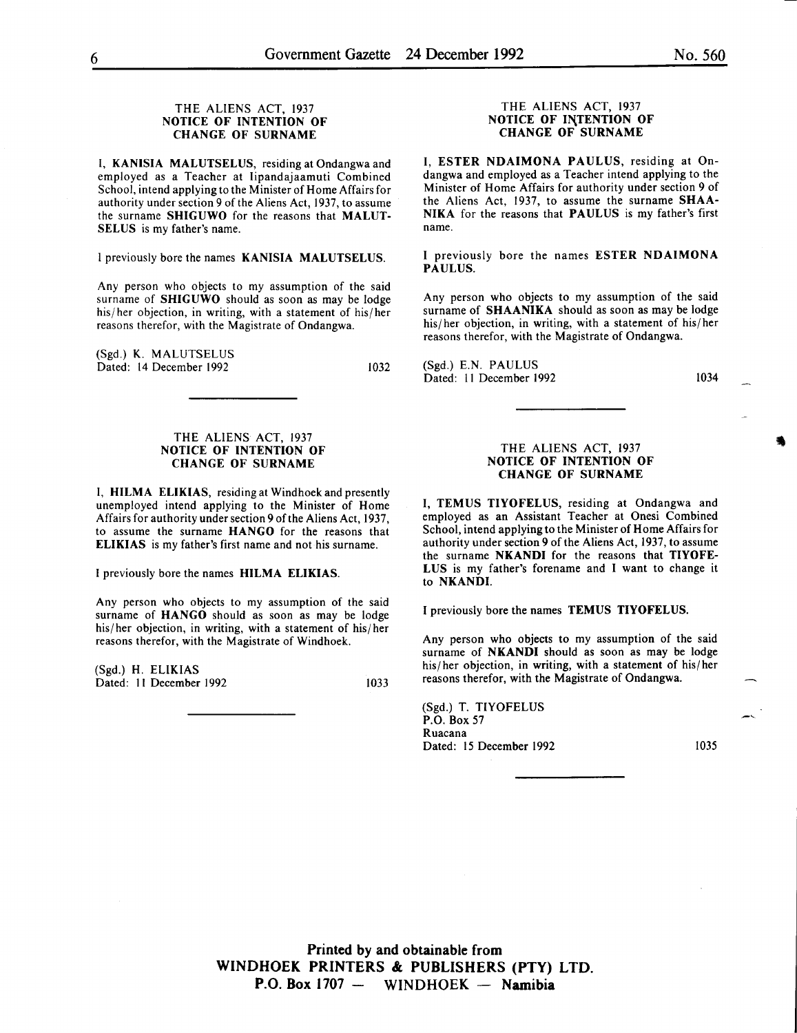### THE ALIENS ACT, 1937
### NOTICE OF INTENTION OF CHANGE OF SURNAME

I, **KANISIA MALUTSELUS**, residing at Ondangwa and employed as a Teacher at Iipandajaamuti Combined School, intend applying to the Minister of Home Affairs for authority under section 9 of the Aliens Act, 1937, to assume the surname **SHIGUWO** for the reasons that **MALUTSELUS** is my father's name.

I previously bore the names **KANISIA MALUTSELUS**.

Any person who objects to my assumption of the said surname of **SHIGUWO** should as soon as may be lodge his/her objection, in writing, with a statement of his/her reasons therefor, with the Magistrate of Ondangwa.

(Sgd.) K. MALUTSELUS
Dated: 14 December 1992

1032

---

### THE ALIENS ACT, 1937
### NOTICE OF INTENTION OF CHANGE OF SURNAME

I, **HILMA ELIKIAS**, residing at Windhoek and presently unemployed intend applying to the Minister of Home Affairs for authority under section 9 of the Aliens Act, 1937, to assume the surname **HANGO** for the reasons that **ELIKIAS** is my father's first name and not his surname.

I previously bore the names **HILMA ELIKIAS**.

Any person who objects to my assumption of the said surname of **HANGO** should as soon as may be lodge his/her objection, in writing, with a statement of his/her reasons therefor, with the Magistrate of Windhoek.

(Sgd.) H. ELIKIAS
Dated: 11 December 1992

1033

---

### THE ALIENS ACT, 1937
### NOTICE OF INTENTION OF CHANGE OF SURNAME

I, **ESTER NDAIMONA PAULUS**, residing at Ondangwa and employed as a Teacher intend applying to the Minister of Home Affairs for authority under section 9 of the Aliens Act, 1937, to assume the surname **SHAANIKA** for the reasons that **PAULUS** is my father's first name.

I previously bore the names **ESTER NDAIMONA PAULUS**.

Any person who objects to my assumption of the said surname of **SHAANIKA** should as soon as may be lodge his/her objection, in writing, with a statement of his/her reasons therefor, with the Magistrate of Ondangwa.

(Sgd.) E.N. PAULUS
Dated: 11 December 1992

1034

---

### THE ALIENS ACT, 1937
### NOTICE OF INTENTION OF CHANGE OF SURNAME

I, **TEMUS TIYOFELUS**, residing at Ondangwa and employed as an Assistant Teacher at Onesi Combined School, intend applying to the Minister of Home Affairs for authority under section 9 of the Aliens Act, 1937, to assume the surname **NKANDI** for the reasons that **TIYOFELUS** is my father's forename and I want to change it to **NKANDI**.

I previously bore the names **TEMUS TIYOFELUS**.

Any person who objects to my assumption of the said surname of **NKANDI** should as soon as may be lodge his/her objection, in writing, with a statement of his/her reasons therefor, with the Magistrate of Ondangwa.

(Sgd.) T. TIYOFELUS
P.O. Box 57
Ruacana
Dated: 15 December 1992

1035

---

**Printed by and obtainable from**
**WINDHOEK PRINTERS & PUBLISHERS (PTY) LTD.**
**P.O. Box 1707 — WINDHOEK — Namibia**